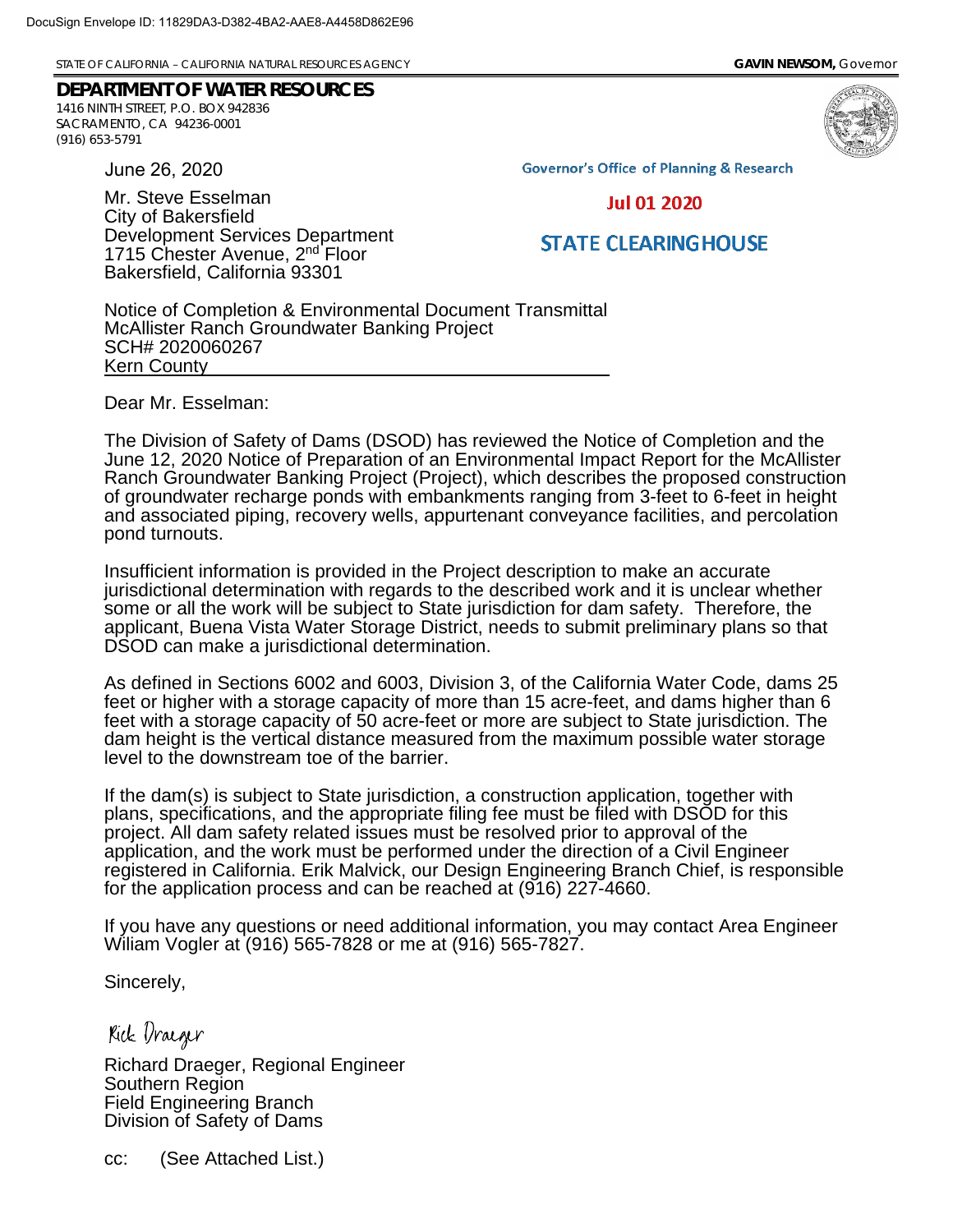DocuSign Envelope ID: 11829DA3-D382-4BA2-AAE8-A4458D862E96

STATE OF CALIFORNIA – CALIFORNIA NATURAL RESOURCES AGENCY **GAVIN NEWSOM,** Governor

**DEPARTMENT OF WATER RESOURCES**
1416 NINTH STREET, P.O. BOX 942836
SACRAMENTO, CA 94236-0001
(916) 653-5791

June 26, 2020

Governor's Office of Planning & Research

Jul 01 2020

STATE CLEARINGHOUSE

Mr. Steve Esselman
City of Bakersfield
Development Services Department
1715 Chester Avenue, 2nd Floor
Bakersfield, California 93301

Notice of Completion & Environmental Document Transmittal
McAllister Ranch Groundwater Banking Project
SCH# 2020060267
Kern County

Dear Mr. Esselman:

The Division of Safety of Dams (DSOD) has reviewed the Notice of Completion and the June 12, 2020 Notice of Preparation of an Environmental Impact Report for the McAllister Ranch Groundwater Banking Project (Project), which describes the proposed construction of groundwater recharge ponds with embankments ranging from 3-feet to 6-feet in height and associated piping, recovery wells, appurtenant conveyance facilities, and percolation pond turnouts.

Insufficient information is provided in the Project description to make an accurate jurisdictional determination with regards to the described work and it is unclear whether some or all the work will be subject to State jurisdiction for dam safety. Therefore, the applicant, Buena Vista Water Storage District, needs to submit preliminary plans so that DSOD can make a jurisdictional determination.

As defined in Sections 6002 and 6003, Division 3, of the California Water Code, dams 25 feet or higher with a storage capacity of more than 15 acre-feet, and dams higher than 6 feet with a storage capacity of 50 acre-feet or more are subject to State jurisdiction. The dam height is the vertical distance measured from the maximum possible water storage level to the downstream toe of the barrier.

If the dam(s) is subject to State jurisdiction, a construction application, together with plans, specifications, and the appropriate filing fee must be filed with DSOD for this project. All dam safety related issues must be resolved prior to approval of the application, and the work must be performed under the direction of a Civil Engineer registered in California. Erik Malvick, our Design Engineering Branch Chief, is responsible for the application process and can be reached at (916) 227-4660.

If you have any questions or need additional information, you may contact Area Engineer Wiliam Vogler at (916) 565-7828 or me at (916) 565-7827.

Sincerely,

Rick Draeger

Richard Draeger, Regional Engineer
Southern Region
Field Engineering Branch
Division of Safety of Dams

cc: (See Attached List.)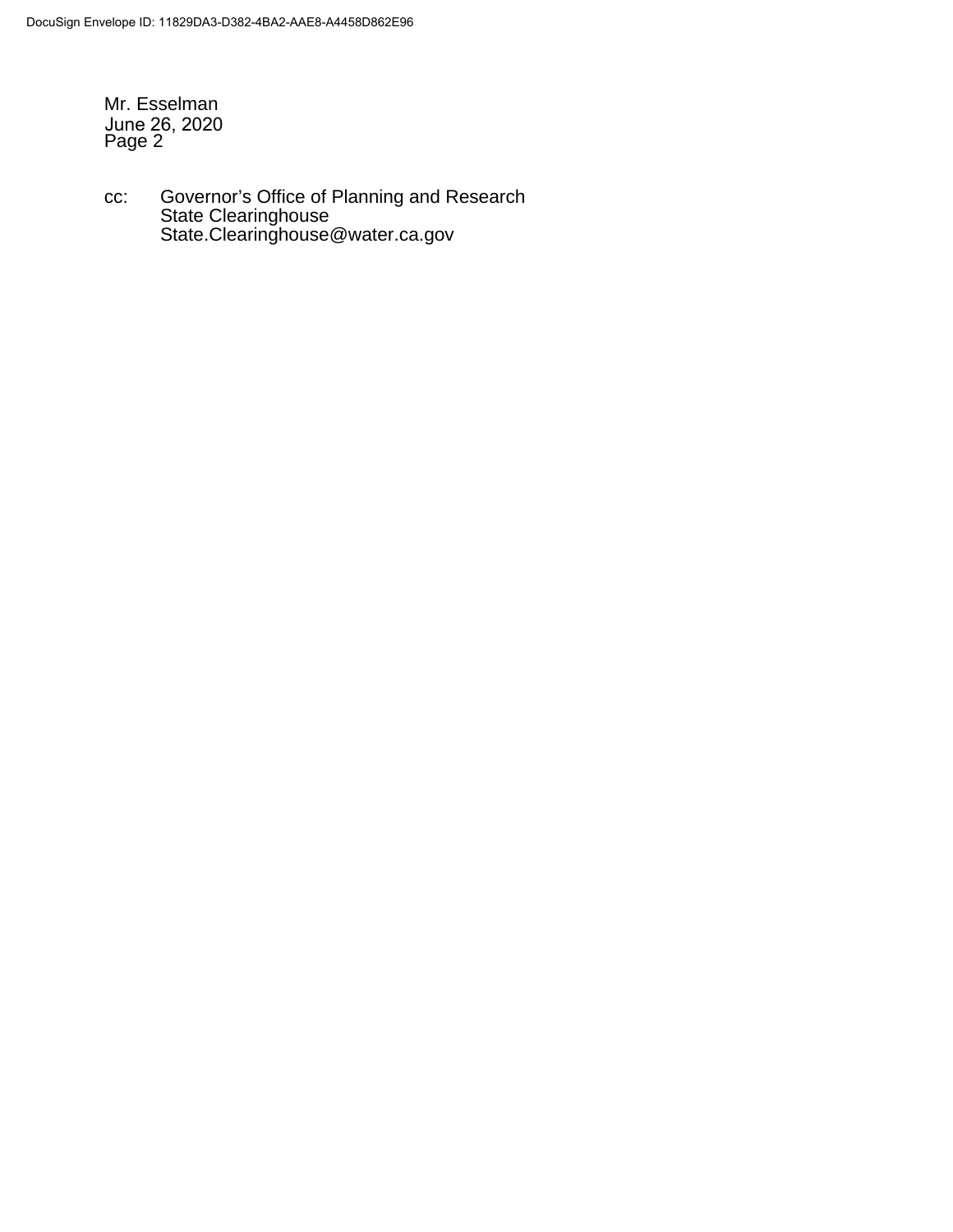cc: Governor's Office of Planning and Research
State Clearinghouse
State.Clearinghouse@water.ca.gov